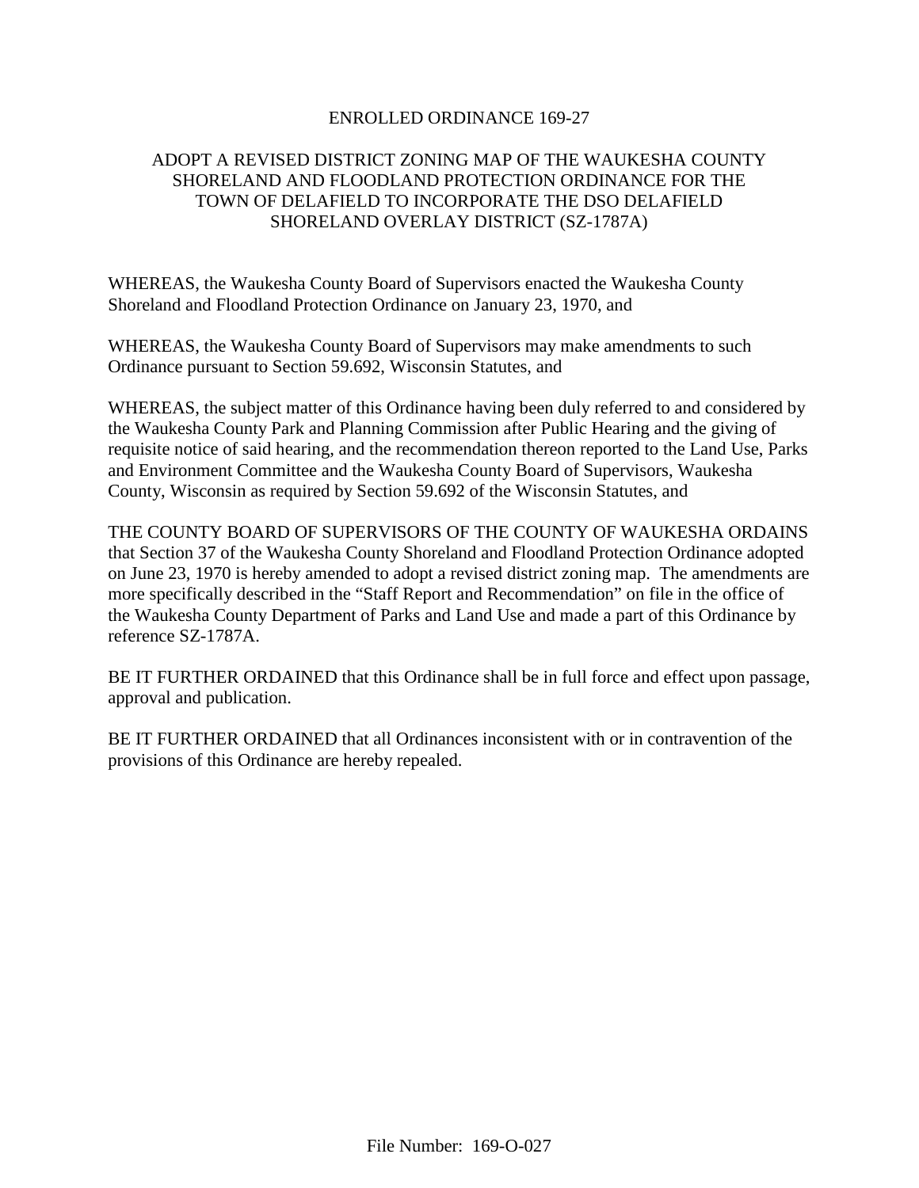# ENROLLED ORDINANCE 169-27

## ADOPT A REVISED DISTRICT ZONING MAP OF THE WAUKESHA COUNTY SHORELAND AND FLOODLAND PROTECTION ORDINANCE FOR THE TOWN OF DELAFIELD TO INCORPORATE THE DSO DELAFIELD SHORELAND OVERLAY DISTRICT (SZ-1787A)

WHEREAS, the Waukesha County Board of Supervisors enacted the Waukesha County Shoreland and Floodland Protection Ordinance on January 23, 1970, and

WHEREAS, the Waukesha County Board of Supervisors may make amendments to such Ordinance pursuant to Section 59.692, Wisconsin Statutes, and

WHEREAS, the subject matter of this Ordinance having been duly referred to and considered by the Waukesha County Park and Planning Commission after Public Hearing and the giving of requisite notice of said hearing, and the recommendation thereon reported to the Land Use, Parks and Environment Committee and the Waukesha County Board of Supervisors, Waukesha County, Wisconsin as required by Section 59.692 of the Wisconsin Statutes, and

THE COUNTY BOARD OF SUPERVISORS OF THE COUNTY OF WAUKESHA ORDAINS that Section 37 of the Waukesha County Shoreland and Floodland Protection Ordinance adopted on June 23, 1970 is hereby amended to adopt a revised district zoning map. The amendments are more specifically described in the "Staff Report and Recommendation" on file in the office of the Waukesha County Department of Parks and Land Use and made a part of this Ordinance by reference SZ-1787A.

BE IT FURTHER ORDAINED that this Ordinance shall be in full force and effect upon passage, approval and publication.

BE IT FURTHER ORDAINED that all Ordinances inconsistent with or in contravention of the provisions of this Ordinance are hereby repealed.

File Number: 169-O-027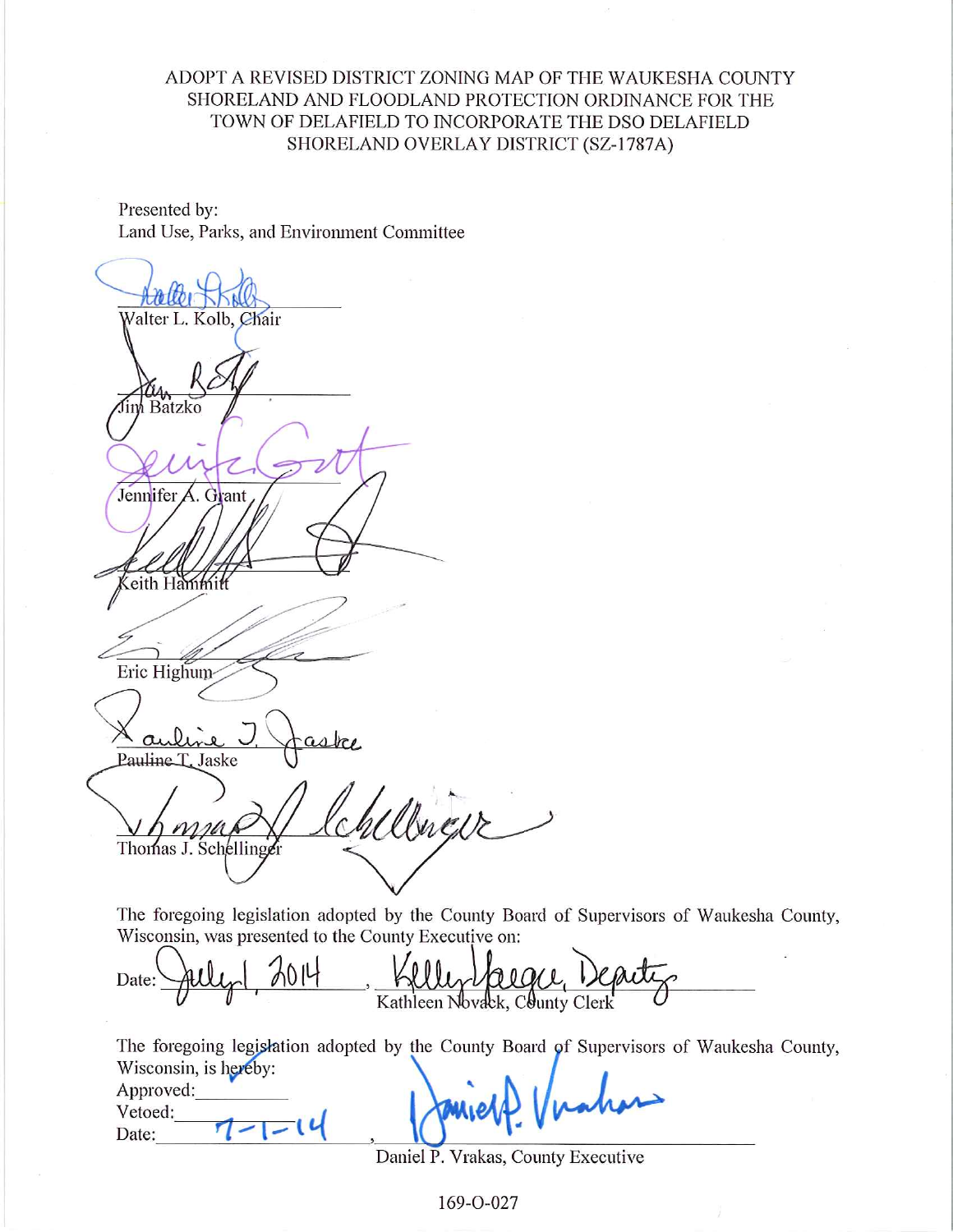ADOPT A REVISED DISTRICT ZONING MAP OF THE WAUKESHA COUNTY SHORELAND AND FLOODLAND PROTECTION ORDINANCE FOR THE TOWN OF DELAFIELD TO INCORPORATE THE DSO DELAFIELD SHORELAND OVERLAY DISTRICT (SZ-1787A)

Presented by:
Land Use, Parks, and Environment Committee

Walter L. Kolb, Chair

Jim Batzko

Jennifer A. Grant

Keith Hammitt

Eric Highum

Pauline T. Jaske

Thomas J. Schellinger

The foregoing legislation adopted by the County Board of Supervisors of Waukesha County, Wisconsin, was presented to the County Executive on:

Date: July 1, 2014, Kelly Yaeger, Deputy
Kathleen Novack, County Clerk

The foregoing legislation adopted by the County Board of Supervisors of Waukesha County, Wisconsin, is hereby:

Approved: ✓
Vetoed:
Date: 7-1-14, 
Daniel P. Vrakas, County Executive

169-O-027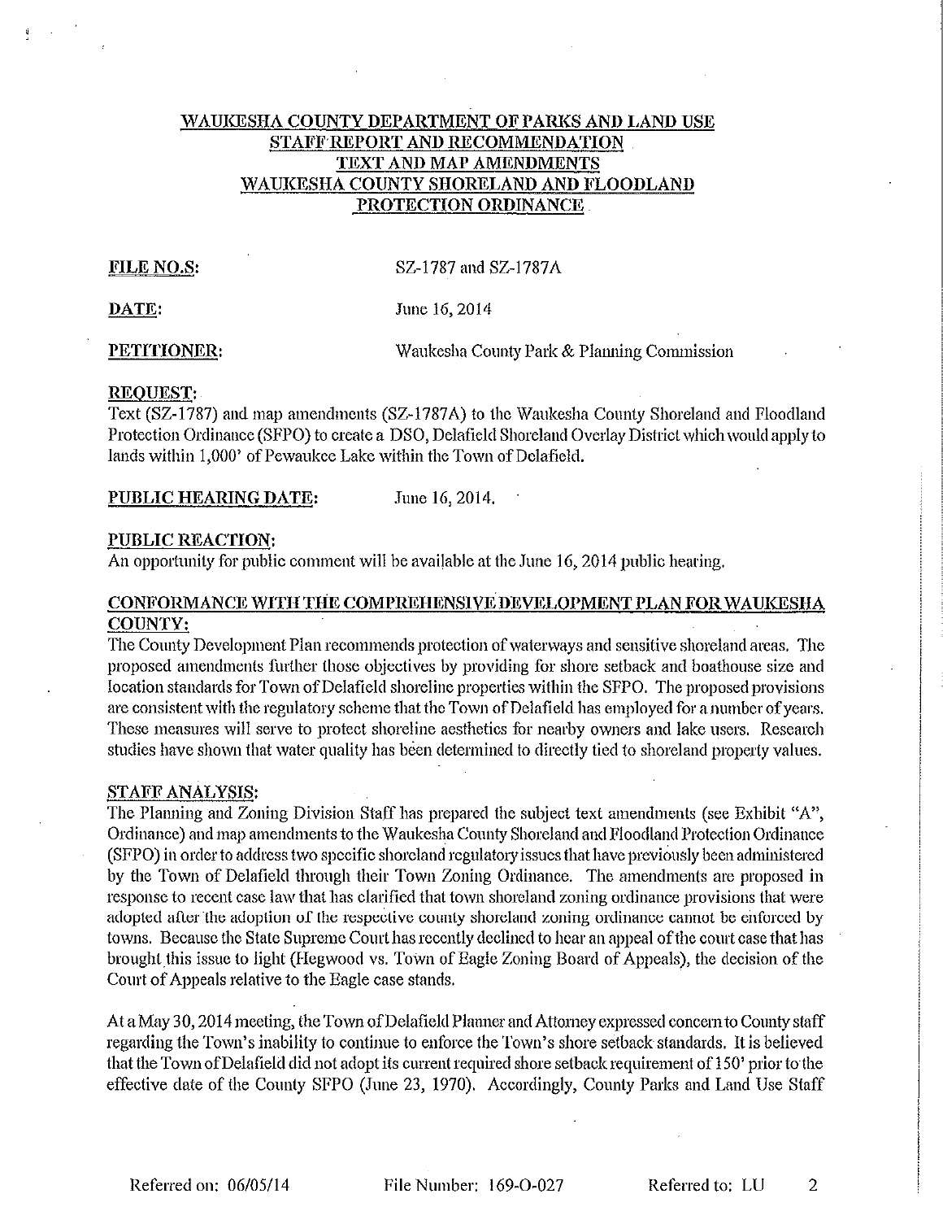**WAUKESHA COUNTY DEPARTMENT OF PARKS AND LAND USE**
**STAFF REPORT AND RECOMMENDATION**
**TEXT AND MAP AMENDMENTS**
**WAUKESHA COUNTY SHORELAND AND FLOODLAND PROTECTION ORDINANCE**

**FILE NO.S:** SZ-1787 and SZ-1787A

**DATE:** June 16, 2014

**PETITIONER:** Waukesha County Park & Planning Commission

**REQUEST:**
Text (SZ-1787) and map amendments (SZ-1787A) to the Waukesha County Shoreland and Floodland Protection Ordinance (SFPO) to create a DSO, Delafield Shoreland Overlay District which would apply to lands within 1,000' of Pewaukee Lake within the Town of Delafield.

**PUBLIC HEARING DATE:** June 16, 2014.

**PUBLIC REACTION:**
An opportunity for public comment will be available at the June 16, 2014 public hearing.

**CONFORMANCE WITH THE COMPREHENSIVE DEVELOPMENT PLAN FOR WAUKESHA COUNTY:**
The County Development Plan recommends protection of waterways and sensitive shoreland areas. The proposed amendments further those objectives by providing for shore setback and boathouse size and location standards for Town of Delafield shoreline properties within the SFPO. The proposed provisions are consistent with the regulatory scheme that the Town of Delafield has employed for a number of years. These measures will serve to protect shoreline aesthetics for nearby owners and lake users. Research studies have shown that water quality has been determined to directly tied to shoreland property values.

**STAFF ANALYSIS:**
The Planning and Zoning Division Staff has prepared the subject text amendments (see Exhibit "A", Ordinance) and map amendments to the Waukesha County Shoreland and Floodland Protection Ordinance (SFPO) in order to address two specific shoreland regulatory issues that have previously been administered by the Town of Delafield through their Town Zoning Ordinance. The amendments are proposed in response to recent case law that has clarified that town shoreland zoning ordinance provisions that were adopted after the adoption of the respective county shoreland zoning ordinance cannot be enforced by towns. Because the State Supreme Court has recently declined to hear an appeal of the court case that has brought this issue to light (Hegwood vs. Town of Eagle Zoning Board of Appeals), the decision of the Court of Appeals relative to the Eagle case stands.

At a May 30, 2014 meeting, the Town of Delafield Planner and Attorney expressed concern to County staff regarding the Town's inability to continue to enforce the Town's shore setback standards. It is believed that the Town of Delafield did not adopt its current required shore setback requirement of 150' prior to the effective date of the County SFPO (June 23, 1970). Accordingly, County Parks and Land Use Staff

Referred on: 06/05/14 File Number: 169-O-027 Referred to: LU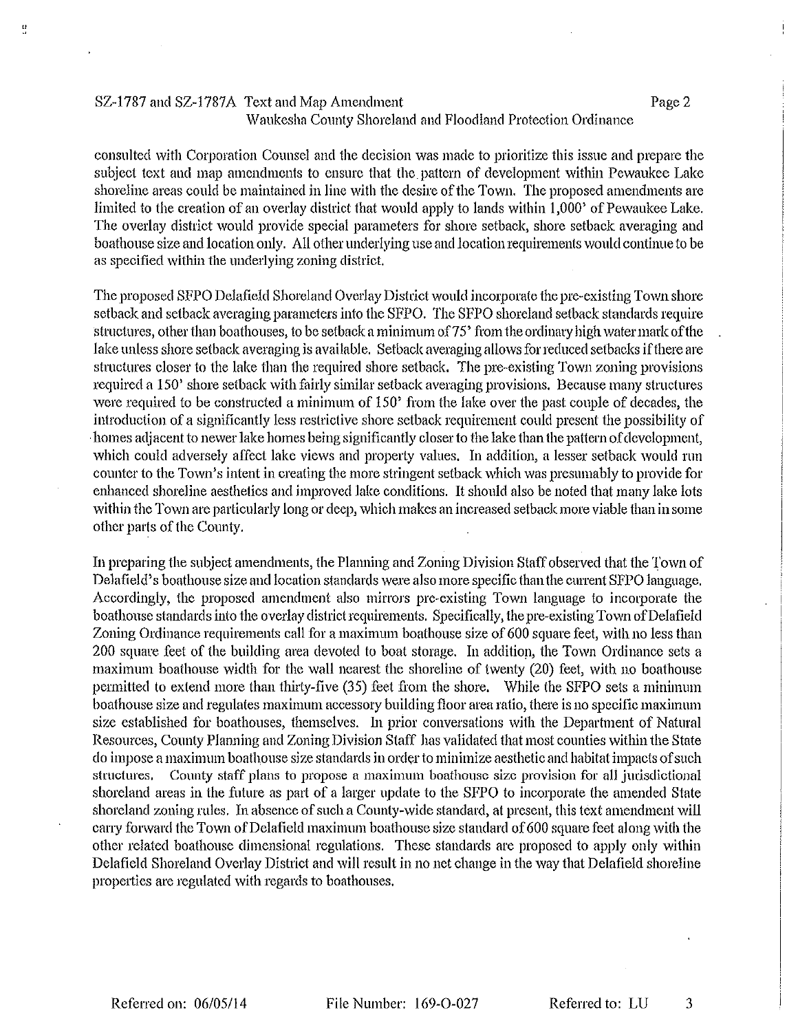consulted with Corporation Counsel and the decision was made to prioritize this issue and prepare the subject text and map amendments to ensure that the pattern of development within Pewaukee Lake shoreline areas could be maintained in line with the desire of the Town. The proposed amendments are limited to the creation of an overlay district that would apply to lands within 1,000' of Pewaukee Lake. The overlay district would provide special parameters for shore setback, shore setback averaging and boathouse size and location only. All other underlying use and location requirements would continue to be as specified within the underlying zoning district.

The proposed SFPO Delafield Shoreland Overlay District would incorporate the pre-existing Town shore setback and setback averaging parameters into the SFPO. The SFPO shoreland setback standards require structures, other than boathouses, to be setback a minimum of 75' from the ordinary high water mark of the lake unless shore setback averaging is available. Setback averaging allows for reduced setbacks if there are structures closer to the lake than the required shore setback. The pre-existing Town zoning provisions required a 150' shore setback with fairly similar setback averaging provisions. Because many structures were required to be constructed a minimum of 150' from the lake over the past couple of decades, the introduction of a significantly less restrictive shore setback requirement could present the possibility of homes adjacent to newer lake homes being significantly closer to the lake than the pattern of development, which could adversely affect lake views and property values. In addition, a lesser setback would run counter to the Town's intent in creating the more stringent setback which was presumably to provide for enhanced shoreline aesthetics and improved lake conditions. It should also be noted that many lake lots within the Town are particularly long or deep, which makes an increased setback more viable than in some other parts of the County.

In preparing the subject amendments, the Planning and Zoning Division Staff observed that the Town of Delafield's boathouse size and location standards were also more specific than the current SFPO language. Accordingly, the proposed amendment also mirrors pre-existing Town language to incorporate the boathouse standards into the overlay district requirements. Specifically, the pre-existing Town of Delafield Zoning Ordinance requirements call for a maximum boathouse size of 600 square feet, with no less than 200 square feet of the building area devoted to boat storage. In addition, the Town Ordinance sets a maximum boathouse width for the wall nearest the shoreline of twenty (20) feet, with no boathouse permitted to extend more than thirty-five (35) feet from the shore. While the SFPO sets a minimum boathouse size and regulates maximum accessory building floor area ratio, there is no specific maximum size established for boathouses, themselves. In prior conversations with the Department of Natural Resources, County Planning and Zoning Division Staff has validated that most counties within the State do impose a maximum boathouse size standards in order to minimize aesthetic and habitat impacts of such structures. County staff plans to propose a maximum boathouse size provision for all jurisdictional shoreland areas in the future as part of a larger update to the SFPO to incorporate the amended State shoreland zoning rules. In absence of such a County-wide standard, at present, this text amendment will carry forward the Town of Delafield maximum boathouse size standard of 600 square feet along with the other related boathouse dimensional regulations. These standards are proposed to apply only within Delafield Shoreland Overlay District and will result in no net change in the way that Delafield shoreline properties are regulated with regards to boathouses.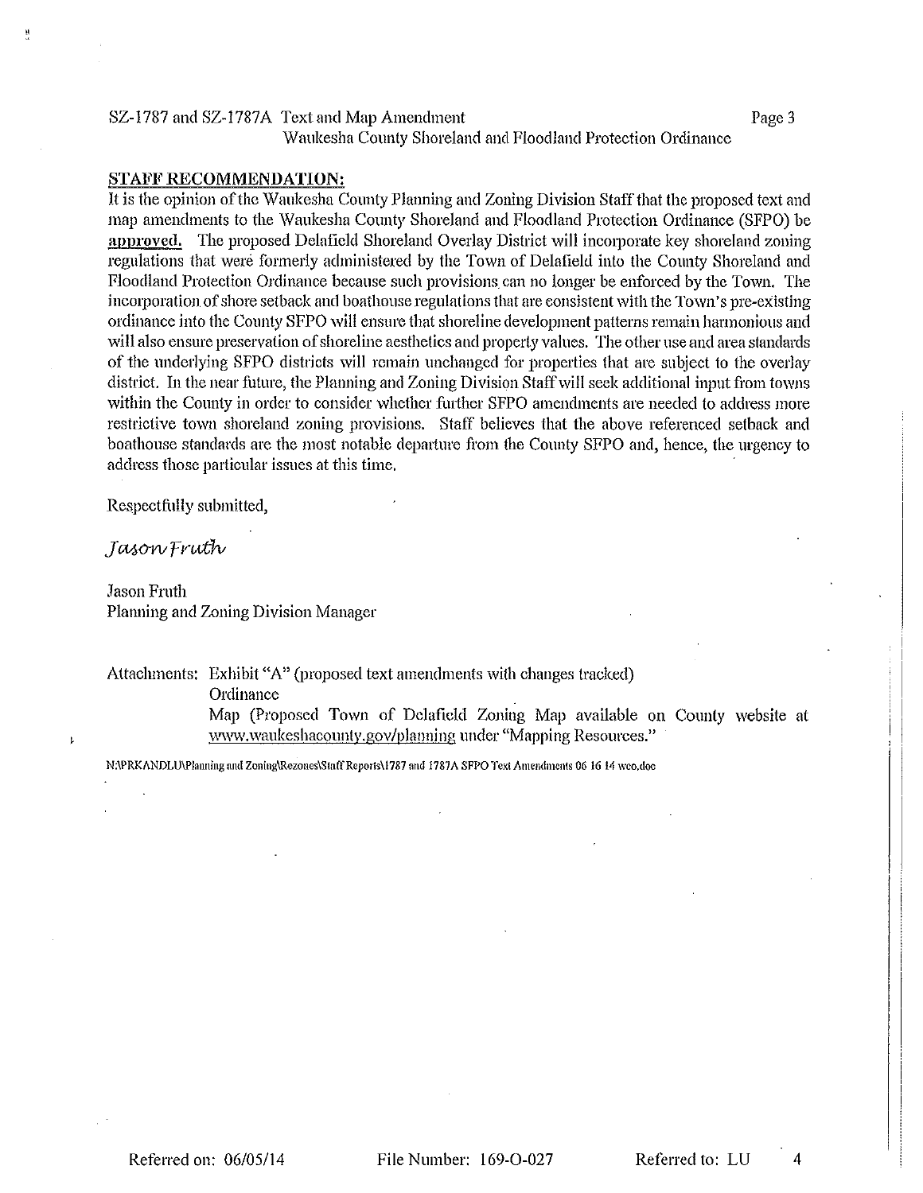## STAFF RECOMMENDATION:

It is the opinion of the Waukesha County Planning and Zoning Division Staff that the proposed text and map amendments to the Waukesha County Shoreland and Floodland Protection Ordinance (SFPO) be **approved.** The proposed Delafield Shoreland Overlay District will incorporate key shoreland zoning regulations that were formerly administered by the Town of Delafield into the County Shoreland and Floodland Protection Ordinance because such provisions can no longer be enforced by the Town. The incorporation of shore setback and boathouse regulations that are consistent with the Town's pre-existing ordinance into the County SFPO will ensure that shoreline development patterns remain harmonious and will also ensure preservation of shoreline aesthetics and property values. The other use and area standards of the underlying SFPO districts will remain unchanged for properties that are subject to the overlay district. In the near future, the Planning and Zoning Division Staff will seek additional input from towns within the County in order to consider whether further SFPO amendments are needed to address more restrictive town shoreland zoning provisions. Staff believes that the above referenced setback and boathouse standards are the most notable departure from the County SFPO and, hence, the urgency to address those particular issues at this time.

Respectfully submitted,

*Jason Fruth*

Jason Fruth
Planning and Zoning Division Manager

Attachments: Exhibit "A" (proposed text amendments with changes tracked)
Ordinance
Map (Proposed Town of Delafield Zoning Map available on County website at www.waukeshacounty.gov/planning under "Mapping Resources."

N:\PRKANDLU\Planning and Zoning\Rezones\Staff Reports\1787 and 1787A SFPO Text Amendments 06 16 14 wco.doc

Referred on: 06/05/14 File Number: 169-O-027 Referred to: LU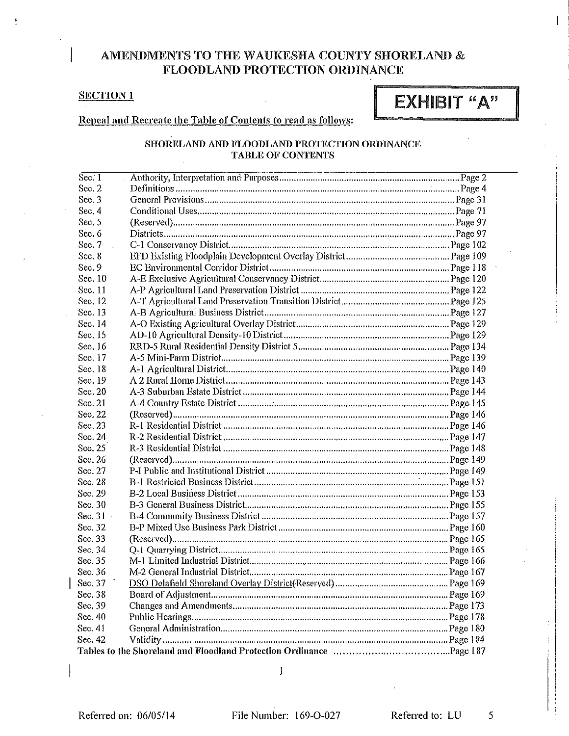# AMENDMENTS TO THE WAUKESHA COUNTY SHORELAND & FLOODLAND PROTECTION ORDINANCE

**EXHIBIT "A"**

**SECTION 1**

**Repeal and Recreate the Table of Contents to read as follows:**

## SHORELAND AND FLOODLAND PROTECTION ORDINANCE TABLE OF CONTENTS

| | | |
|---|---|---|
| Sec. 1 | Authority, Interpretation and Purposes | Page 2 |
| Sec. 2 | Definitions | Page 4 |
| Sec. 3 | General Provisions | Page 31 |
| Sec. 4 | Conditional Uses | Page 71 |
| Sec. 5 | (Reserved) | Page 97 |
| Sec. 6 | Districts | Page 97 |
| Sec. 7 | C-1 Conservancy District | Page 102 |
| Sec. 8 | EFD Existing Floodplain Development Overlay District | Page 109 |
| Sec. 9 | EC Environmental Corridor District | Page 118 |
| Sec. 10 | A-E Exclusive Agricultural Conservancy District | Page 120 |
| Sec. 11 | A-P Agricultural Land Preservation District | Page 122 |
| Sec. 12 | A-T Agricultural Land Preservation Transition District | Page 125 |
| Sec. 13 | A-B Agricultural Business District | Page 127 |
| Sec. 14 | A-O Existing Agricultural Overlay District | Page 129 |
| Sec. 15 | AD-10 Agricultural Density-10 District | Page 129 |
| Sec. 16 | RRD-5 Rural Residential Density District 5 | Page 134 |
| Sec. 17 | A-5 Mini-Farm District | Page 139 |
| Sec. 18 | A-1 Agricultural District | Page 140 |
| Sec. 19 | A 2 Rural Home District | Page 143 |
| Sec. 20 | A-3 Suburban Estate District | Page 144 |
| Sec. 21 | A-4 Country Estate District | Page 145 |
| Sec. 22 | (Reserved) | Page 146 |
| Sec. 23 | R-1 Residential District | Page 146 |
| Sec. 24 | R-2 Residential District | Page 147 |
| Sec. 25 | R-3 Residential District | Page 148 |
| Sec. 26 | (Reserved) | Page 149 |
| Sec. 27 | P-I Public and Institutional District | Page 149 |
| Sec. 28 | B-1 Restricted Business District | Page 151 |
| Sec. 29 | B-2 Local Business District | Page 153 |
| Sec. 30 | B-3 General Business District | Page 155 |
| Sec. 31 | B-4 Community Business District | Page 157 |
| Sec. 32 | B-P Mixed Use Business Park District | Page 160 |
| Sec. 33 | (Reserved) | Page 165 |
| Sec. 34 | Q-1 Quarrying District | Page 165 |
| Sec. 35 | M-1 Limited Industrial District | Page 166 |
| Sec. 36 | M-2 General Industrial District | Page 167 |
| Sec. 37 | <u>DSO Delafield Shoreland Overlay District</u>(Reserved) | Page 169 |
| Sec. 38 | Board of Adjustment | Page 169 |
| Sec. 39 | Changes and Amendments | Page 173 |
| Sec. 40 | Public Hearings | Page 178 |
| Sec. 41 | General Administration | Page 180 |
| Sec. 42 | Validity | Page 184 |
| **Tables to the Shoreland and Floodland Protection Ordinance** | | Page 187 |

Referred on: 06/05/14 File Number: 169-O-027 Referred to: LU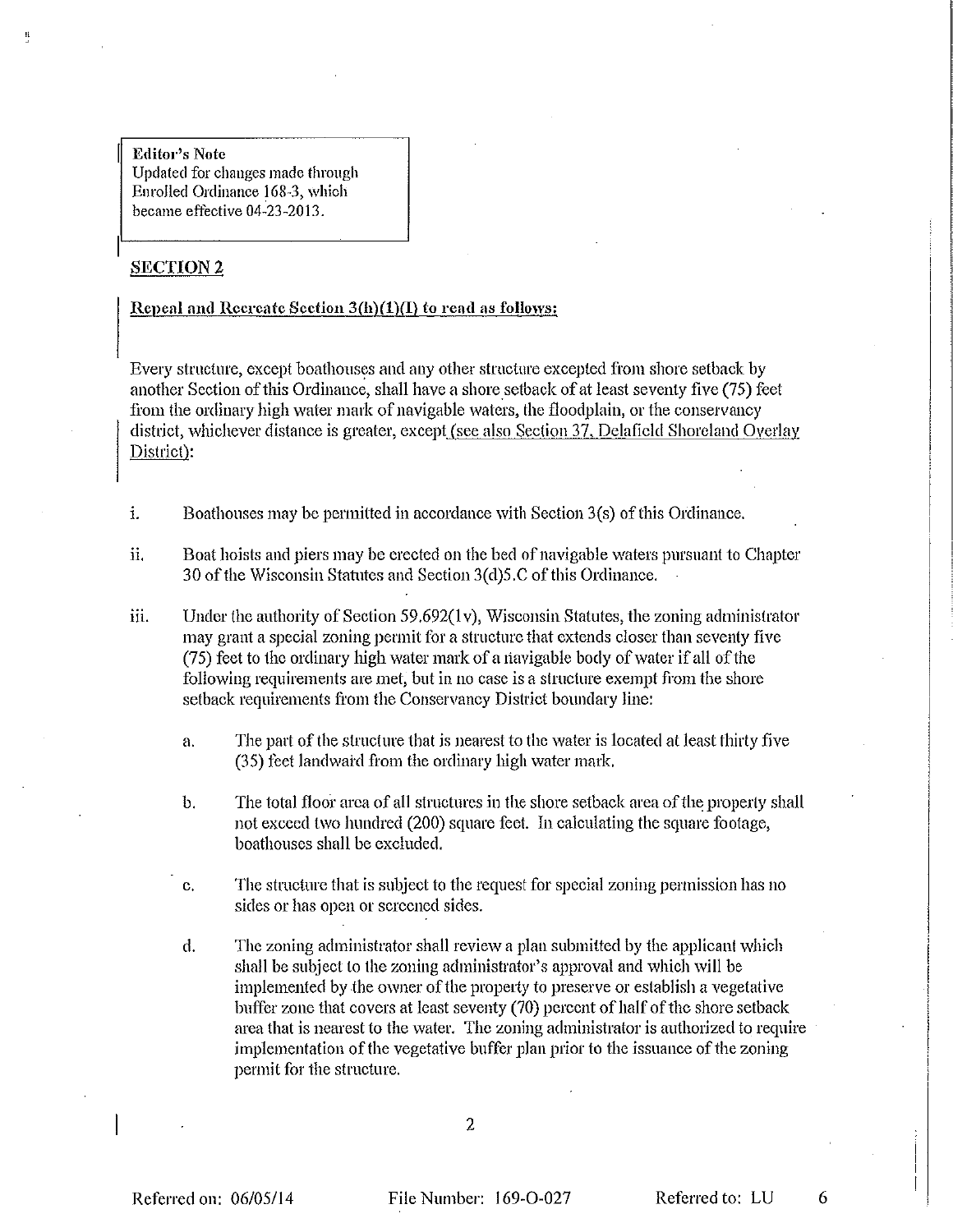**Editor's Note**
Updated for changes made through Enrolled Ordinance 168-3, which became effective 04-23-2013.

## SECTION 2

**Repeal and Recreate Section 3(h)(1)(I) to read as follows:**

Every structure, except boathouses and any other structure excepted from shore setback by another Section of this Ordinance, shall have a shore setback of at least seventy five (75) feet from the ordinary high water mark of navigable waters, the floodplain, or the conservancy district, whichever distance is greater, except (see also Section 37, Delafield Shoreland Overlay District):

i. Boathouses may be permitted in accordance with Section 3(s) of this Ordinance.

ii. Boat hoists and piers may be erected on the bed of navigable waters pursuant to Chapter 30 of the Wisconsin Statutes and Section 3(d)5.C of this Ordinance.

iii. Under the authority of Section 59.692(1v), Wisconsin Statutes, the zoning administrator may grant a special zoning permit for a structure that extends closer than seventy five (75) feet to the ordinary high water mark of a navigable body of water if all of the following requirements are met, but in no case is a structure exempt from the shore setback requirements from the Conservancy District boundary line:

  a. The part of the structure that is nearest to the water is located at least thirty five (35) feet landward from the ordinary high water mark.

  b. The total floor area of all structures in the shore setback area of the property shall not exceed two hundred (200) square feet. In calculating the square footage, boathouses shall be excluded.

  c. The structure that is subject to the request for special zoning permission has no sides or has open or screened sides.

  d. The zoning administrator shall review a plan submitted by the applicant which shall be subject to the zoning administrator's approval and which will be implemented by the owner of the property to preserve or establish a vegetative buffer zone that covers at least seventy (70) percent of half of the shore setback area that is nearest to the water. The zoning administrator is authorized to require implementation of the vegetative buffer plan prior to the issuance of the zoning permit for the structure.

Referred on: 06/05/14 File Number: 169-O-027 Referred to: LU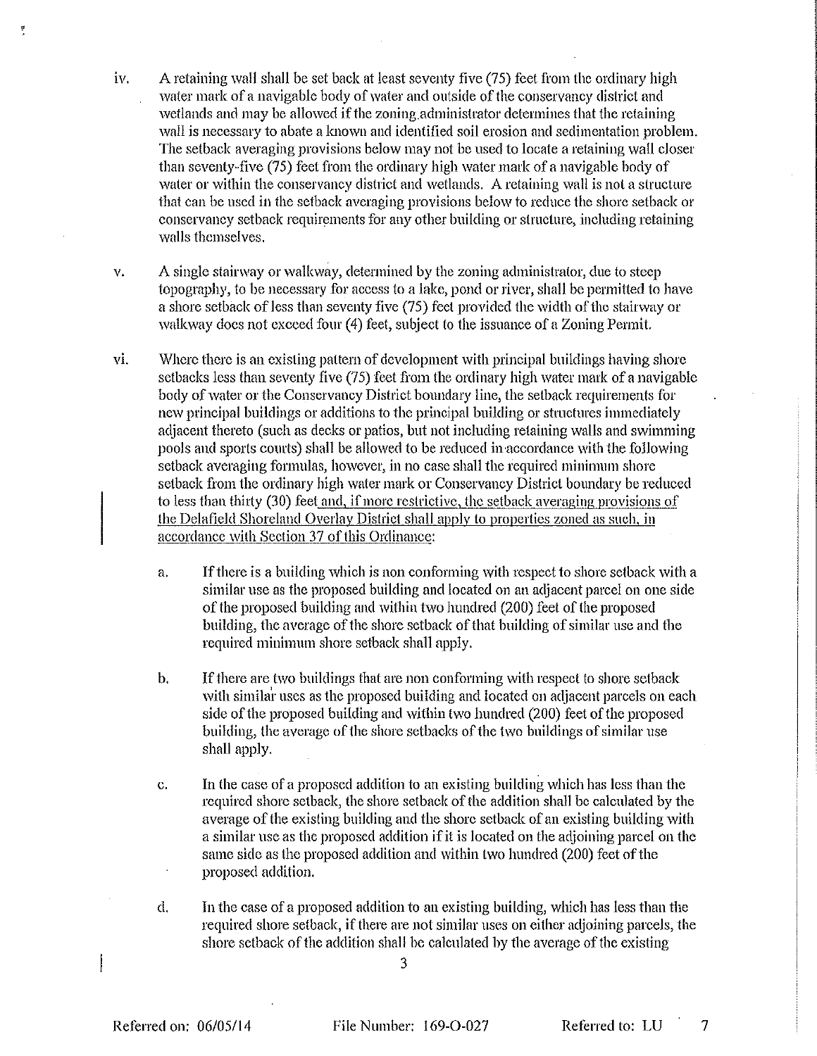iv. A retaining wall shall be set back at least seventy five (75) feet from the ordinary high water mark of a navigable body of water and outside of the conservancy district and wetlands and may be allowed if the zoning administrator determines that the retaining wall is necessary to abate a known and identified soil erosion and sedimentation problem. The setback averaging provisions below may not be used to locate a retaining wall closer than seventy-five (75) feet from the ordinary high water mark of a navigable body of water or within the conservancy district and wetlands. A retaining wall is not a structure that can be used in the setback averaging provisions below to reduce the shore setback or conservancy setback requirements for any other building or structure, including retaining walls themselves.

v. A single stairway or walkway, determined by the zoning administrator, due to steep topography, to be necessary for access to a lake, pond or river, shall be permitted to have a shore setback of less than seventy five (75) feet provided the width of the stairway or walkway does not exceed four (4) feet, subject to the issuance of a Zoning Permit.

vi. Where there is an existing pattern of development with principal buildings having shore setbacks less than seventy five (75) feet from the ordinary high water mark of a navigable body of water or the Conservancy District boundary line, the setback requirements for new principal buildings or additions to the principal building or structures immediately adjacent thereto (such as decks or patios, but not including retaining walls and swimming pools and sports courts) shall be allowed to be reduced in accordance with the following setback averaging formulas, however, in no case shall the required minimum shore setback from the ordinary high water mark or Conservancy District boundary be reduced to less than thirty (30) feet and, if more restrictive, the setback averaging provisions of the Delafield Shoreland Overlay District shall apply to properties zoned as such, in accordance with Section 37 of this Ordinance:

   a. If there is a building which is non conforming with respect to shore setback with a similar use as the proposed building and located on an adjacent parcel on one side of the proposed building and within two hundred (200) feet of the proposed building, the average of the shore setback of that building of similar use and the required minimum shore setback shall apply.

   b. If there are two buildings that are non conforming with respect to shore setback with similar uses as the proposed building and located on adjacent parcels on each side of the proposed building and within two hundred (200) feet of the proposed building, the average of the shore setbacks of the two buildings of similar use shall apply.

   c. In the case of a proposed addition to an existing building which has less than the required shore setback, the shore setback of the addition shall be calculated by the average of the existing building and the shore setback of an existing building with a similar use as the proposed addition if it is located on the adjoining parcel on the same side as the proposed addition and within two hundred (200) feet of the proposed addition.

   d. In the case of a proposed addition to an existing building, which has less than the required shore setback, if there are not similar uses on either adjoining parcels, the shore setback of the addition shall be calculated by the average of the existing

Referred on: 06/05/14 File Number: 169-O-027 Referred to: LU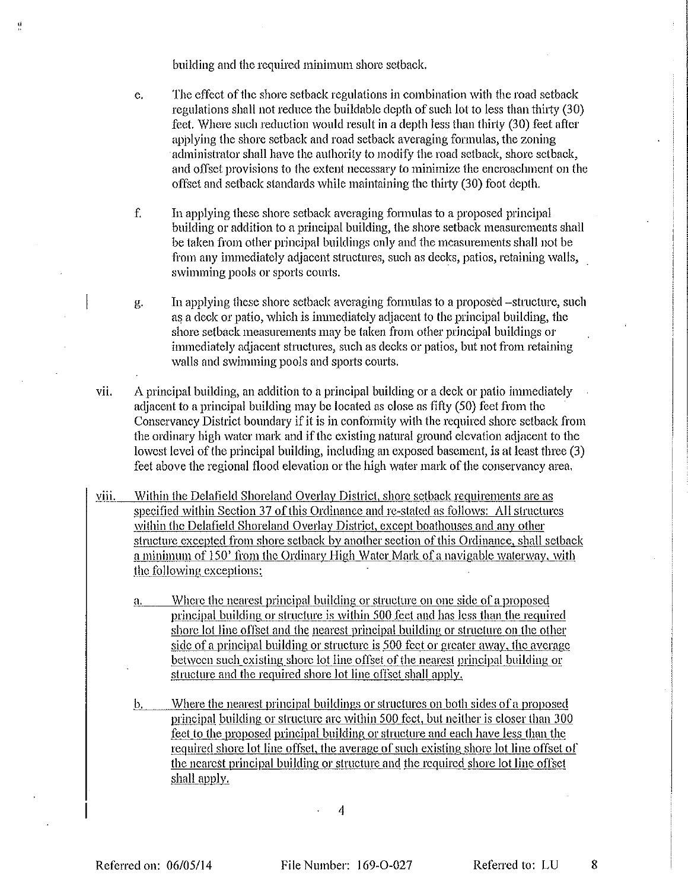building and the required minimum shore setback.

e. The effect of the shore setback regulations in combination with the road setback regulations shall not reduce the buildable depth of such lot to less than thirty (30) feet. Where such reduction would result in a depth less than thirty (30) feet after applying the shore setback and road setback averaging formulas, the zoning administrator shall have the authority to modify the road setback, shore setback, and offset provisions to the extent necessary to minimize the encroachment on the offset and setback standards while maintaining the thirty (30) foot depth.

f. In applying these shore setback averaging formulas to a proposed principal building or addition to a principal building, the shore setback measurements shall be taken from other principal buildings only and the measurements shall not be from any immediately adjacent structures, such as decks, patios, retaining walls, swimming pools or sports courts.

g. In applying these shore setback averaging formulas to a proposed –structure, such as a deck or patio, which is immediately adjacent to the principal building, the shore setback measurements may be taken from other principal buildings or immediately adjacent structures, such as decks or patios, but not from retaining walls and swimming pools and sports courts.

vii. A principal building, an addition to a principal building or a deck or patio immediately adjacent to a principal building may be located as close as fifty (50) feet from the Conservancy District boundary if it is in conformity with the required shore setback from the ordinary high water mark and if the existing natural ground elevation adjacent to the lowest level of the principal building, including an exposed basement, is at least three (3) feet above the regional flood elevation or the high water mark of the conservancy area.

viii. Within the Delafield Shoreland Overlay District, shore setback requirements are as specified within Section 37 of this Ordinance and re-stated as follows: All structures within the Delafield Shoreland Overlay District, except boathouses and any other structure excepted from shore setback by another section of this Ordinance, shall setback a minimum of 150' from the Ordinary High Water Mark of a navigable waterway, with the following exceptions:

a. Where the nearest principal building or structure on one side of a proposed principal building or structure is within 500 feet and has less than the required shore lot line offset and the nearest principal building or structure on the other side of a principal building or structure is 500 feet or greater away, the average between such existing shore lot line offset of the nearest principal building or structure and the required shore lot line offset shall apply.

b. Where the nearest principal buildings or structures on both sides of a proposed principal building or structure are within 500 feet, but neither is closer than 300 feet to the proposed principal building or structure and each have less than the required shore lot line offset, the average of such existing shore lot line offset of the nearest principal building or structure and the required shore lot line offset shall apply.

Referred on: 06/05/14 File Number: 169-O-027 Referred to: LU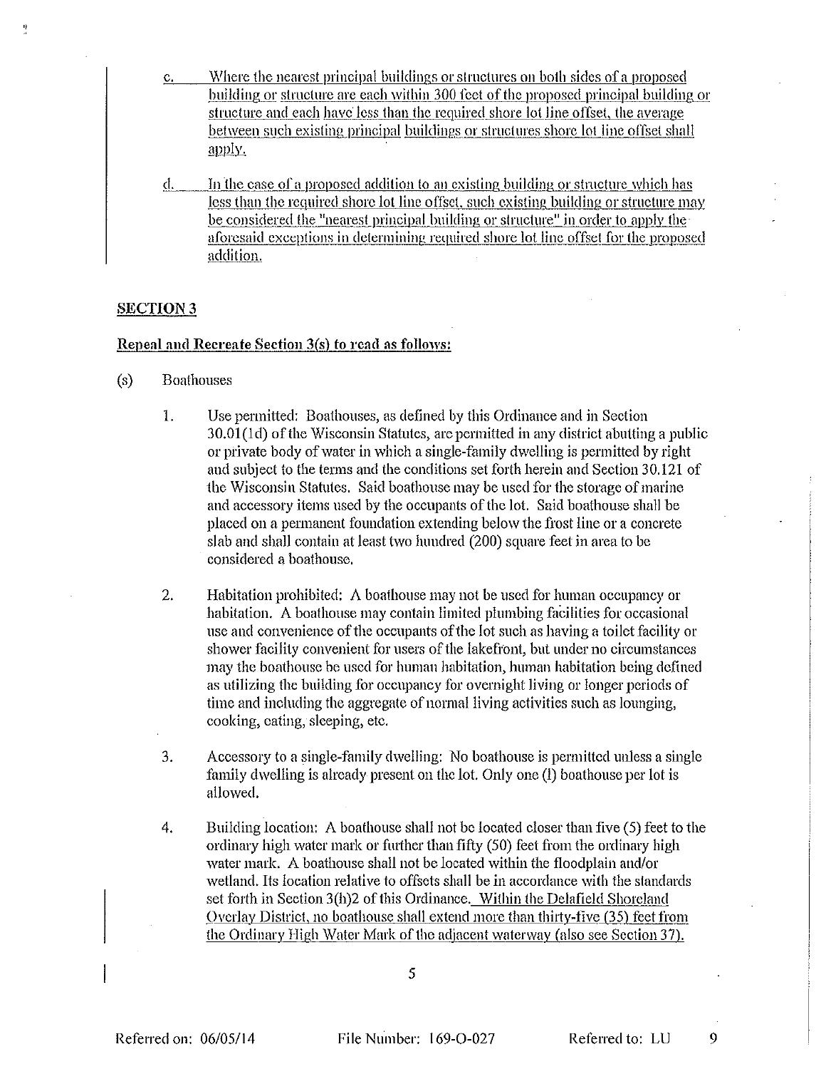c. Where the nearest principal buildings or structures on both sides of a proposed building or structure are each within 300 feet of the proposed principal building or structure and each have less than the required shore lot line offset, the average between such existing principal buildings or structures shore lot line offset shall apply.

d. In the case of a proposed addition to an existing building or structure which has less than the required shore lot line offset, such existing building or structure may be considered the "nearest principal building or structure" in order to apply the aforesaid exceptions in determining required shore lot line offset for the proposed addition.

## SECTION 3

**Repeal and Recreate Section 3(s) to read as follows:**

(s) Boathouses

1. Use permitted: Boathouses, as defined by this Ordinance and in Section 30.01(1d) of the Wisconsin Statutes, are permitted in any district abutting a public or private body of water in which a single-family dwelling is permitted by right and subject to the terms and the conditions set forth herein and Section 30.121 of the Wisconsin Statutes. Said boathouse may be used for the storage of marine and accessory items used by the occupants of the lot. Said boathouse shall be placed on a permanent foundation extending below the frost line or a concrete slab and shall contain at least two hundred (200) square feet in area to be considered a boathouse.

2. Habitation prohibited: A boathouse may not be used for human occupancy or habitation. A boathouse may contain limited plumbing facilities for occasional use and convenience of the occupants of the lot such as having a toilet facility or shower facility convenient for users of the lakefront, but under no circumstances may the boathouse be used for human habitation, human habitation being defined as utilizing the building for occupancy for overnight living or longer periods of time and including the aggregate of normal living activities such as lounging, cooking, eating, sleeping, etc.

3. Accessory to a single-family dwelling: No boathouse is permitted unless a single family dwelling is already present on the lot. Only one (1) boathouse per lot is allowed.

4. Building location: A boathouse shall not be located closer than five (5) feet to the ordinary high water mark or further than fifty (50) feet from the ordinary high water mark. A boathouse shall not be located within the floodplain and/or wetland. Its location relative to offsets shall be in accordance with the standards set forth in Section 3(h)2 of this Ordinance. Within the Delafield Shoreland Overlay District, no boathouse shall extend more than thirty-five (35) feet from the Ordinary High Water Mark of the adjacent waterway (also see Section 37).

Referred on: 06/05/14 File Number: 169-O-027 Referred to: LU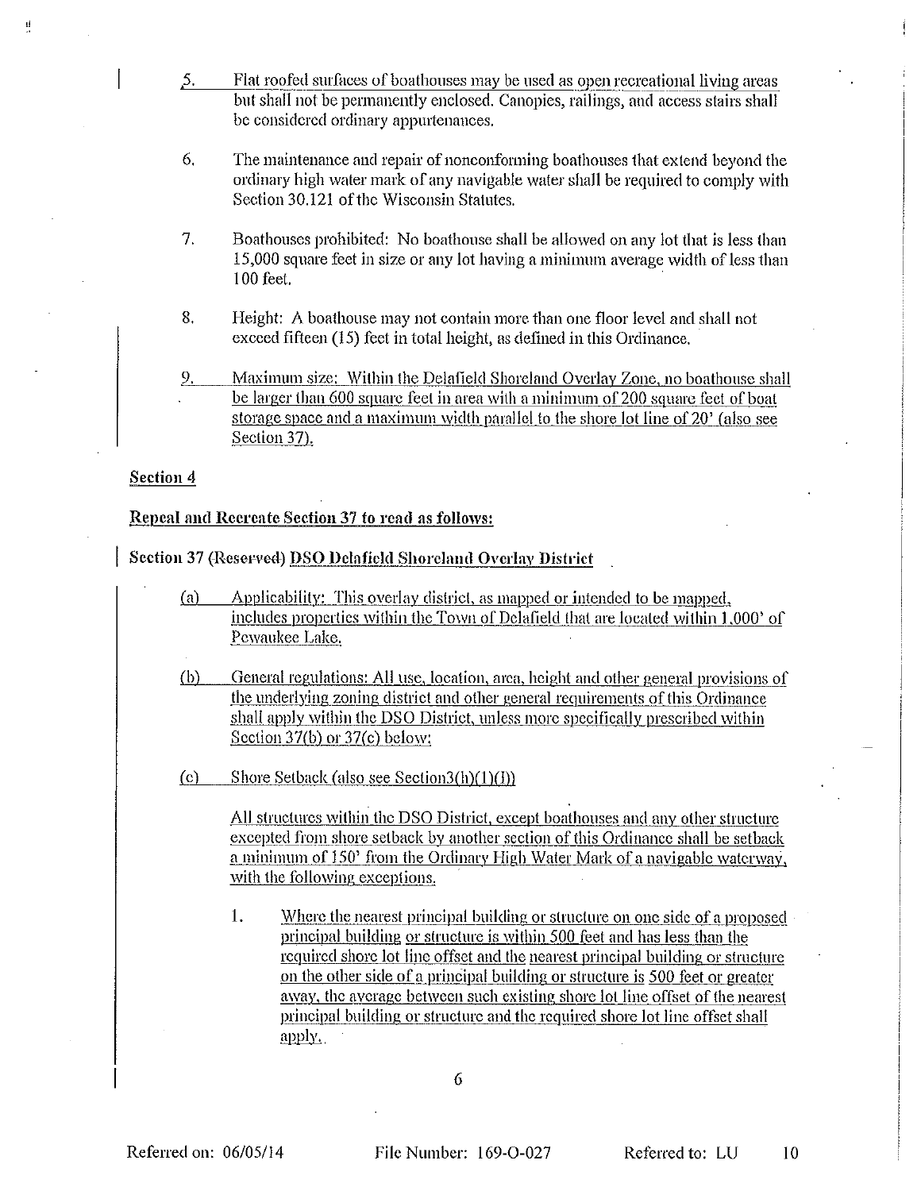5. Flat roofed surfaces of boathouses may be used as open recreational living areas but shall not be permanently enclosed. Canopies, railings, and access stairs shall be considered ordinary appurtenances.

6. The maintenance and repair of nonconforming boathouses that extend beyond the ordinary high water mark of any navigable water shall be required to comply with Section 30.121 of the Wisconsin Statutes.

7. Boathouses prohibited: No boathouse shall be allowed on any lot that is less than 15,000 square feet in size or any lot having a minimum average width of less than 100 feet.

8. Height: A boathouse may not contain more than one floor level and shall not exceed fifteen (15) feet in total height, as defined in this Ordinance.

9. Maximum size: Within the Delafield Shoreland Overlay Zone, no boathouse shall be larger than 600 square feet in area with a minimum of 200 square feet of boat storage space and a maximum width parallel to the shore lot line of 20' (also see Section 37).

**Section 4**

**Repeal and Recreate Section 37 to read as follows:**

**Section 37 (Reserved) DSO Delafield Shoreland Overlay District**

(a) Applicability: This overlay district, as mapped or intended to be mapped, includes properties within the Town of Delafield that are located within 1,000' of Pewaukee Lake.

(b) General regulations: All use, location, area, height and other general provisions of the underlying zoning district and other general requirements of this Ordinance shall apply within the DSO District, unless more specifically prescribed within Section 37(b) or 37(c) below:

(c) Shore Setback (also see Section3(h)(1)(I))

All structures within the DSO District, except boathouses and any other structure excepted from shore setback by another section of this Ordinance shall be setback a minimum of 150' from the Ordinary High Water Mark of a navigable waterway, with the following exceptions.

1. Where the nearest principal building or structure on one side of a proposed principal building or structure is within 500 feet and has less than the required shore lot line offset and the nearest principal building or structure on the other side of a principal building or structure is 500 feet or greater away, the average between such existing shore lot line offset of the nearest principal building or structure and the required shore lot line offset shall apply.

Referred on: 06/05/14 File Number: 169-O-027 Referred to: LU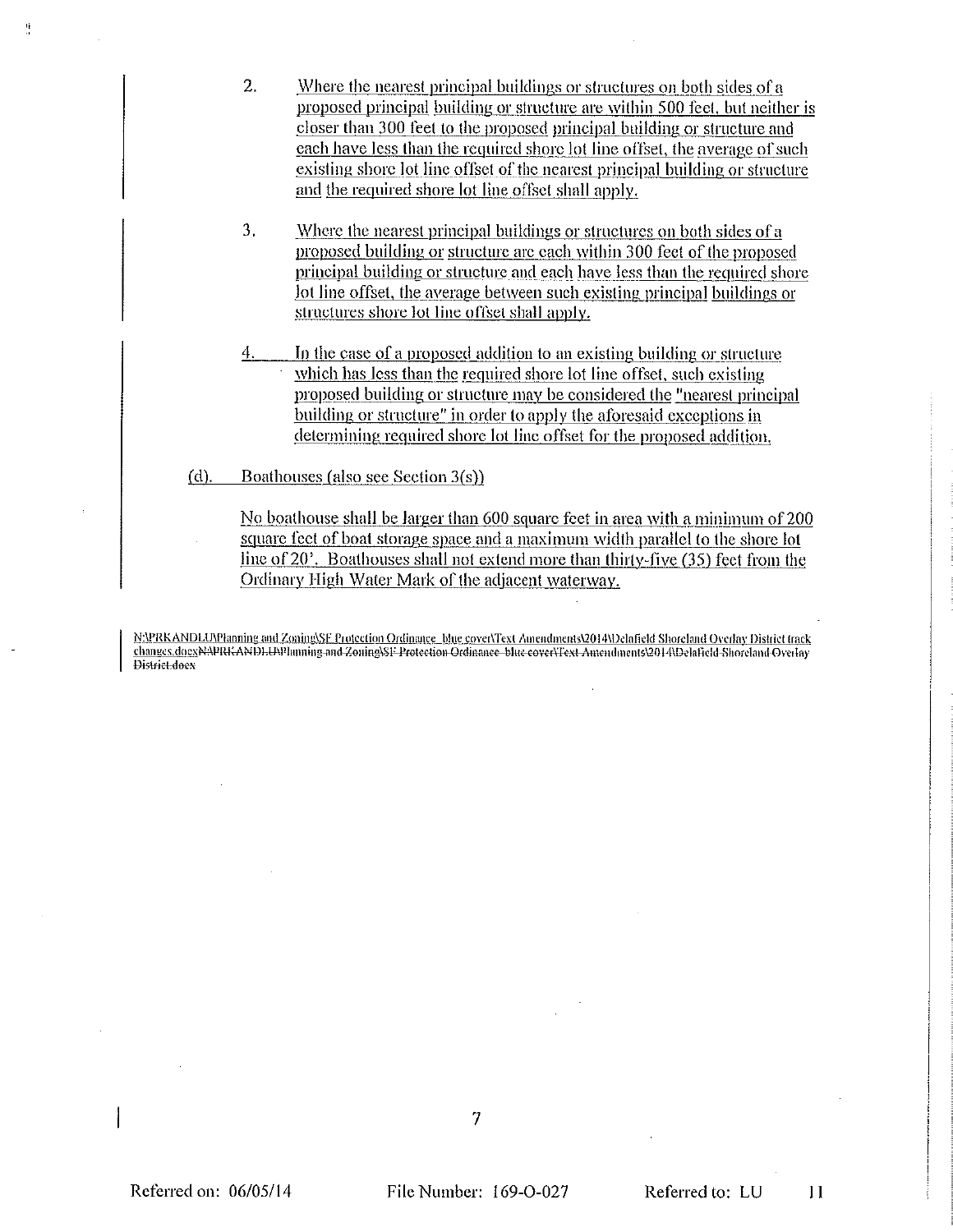2. Where the nearest principal buildings or structures on both sides of a proposed principal building or structure are within 500 feet, but neither is closer than 300 feet to the proposed principal building or structure and each have less than the required shore lot line offset, the average of such existing shore lot line offset of the nearest principal building or structure and the required shore lot line offset shall apply.

3. Where the nearest principal buildings or structures on both sides of a proposed building or structure are each within 300 feet of the proposed principal building or structure and each have less than the required shore lot line offset, the average between such existing principal buildings or structures shore lot line offset shall apply.

4. In the case of a proposed addition to an existing building or structure which has less than the required shore lot line offset, such existing proposed building or structure may be considered the "nearest principal building or structure" in order to apply the aforesaid exceptions in determining required shore lot line offset for the proposed addition.

(d). Boathouses (also see Section 3(s))

No boathouse shall be larger than 600 square feet in area with a minimum of 200 square feet of boat storage space and a maximum width parallel to the shore lot line of 20'. Boathouses shall not extend more than thirty-five (35) feet from the Ordinary High Water Mark of the adjacent waterway.

N:\PRKANDLU\Planning and Zoning\SF Protection Ordinance_blue cover\Text Amendments\2014\Delafield Shoreland Overlay District track changes.docx ~~N:\PRKANDLU\Planning and Zoning\SF Protection Ordinance_blue cover\Text Amendments\2014\Delafield Shoreland Overlay District.docx~~

Referred on: 06/05/14 File Number: 169-O-027 Referred to: LU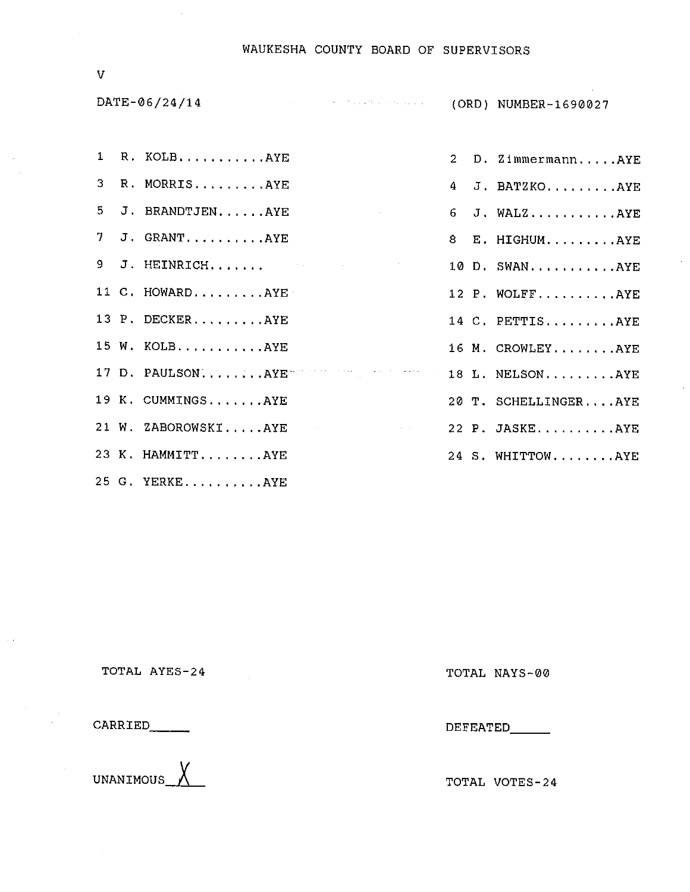WAUKESHA COUNTY BOARD OF SUPERVISORS

V

DATE-06/24/14 (ORD) NUMBER-1690027

1 R. KOLB...........AYE

2 D. Zimmermann.....AYE

3 R. MORRIS.........AYE

4 J. BATZKO.........AYE

5 J. BRANDTJEN......AYE

6 J. WALZ...........AYE

7 J. GRANT..........AYE

8 E. HIGHUM.........AYE

9 J. HEINRICH.......

10 D. SWAN...........AYE

11 C. HOWARD.........AYE

12 P. WOLFF..........AYE

13 P. DECKER.........AYE

14 C. PETTIS.........AYE

15 W. KOLB...........AYE

16 M. CROWLEY........AYE

17 D. PAULSON........AYE

18 L. NELSON.........AYE

19 K. CUMMINGS.......AYE

20 T. SCHELLINGER....AYE

21 W. ZABOROWSKI.....AYE

22 P. JASKE..........AYE

23 K. HAMMITT........AYE

24 S. WHITTOW........AYE

25 G. YERKE..........AYE

TOTAL AYES-24

TOTAL NAYS-00

CARRIED_____

DEFEATED_____

UNANIMOUS X

TOTAL VOTES-24